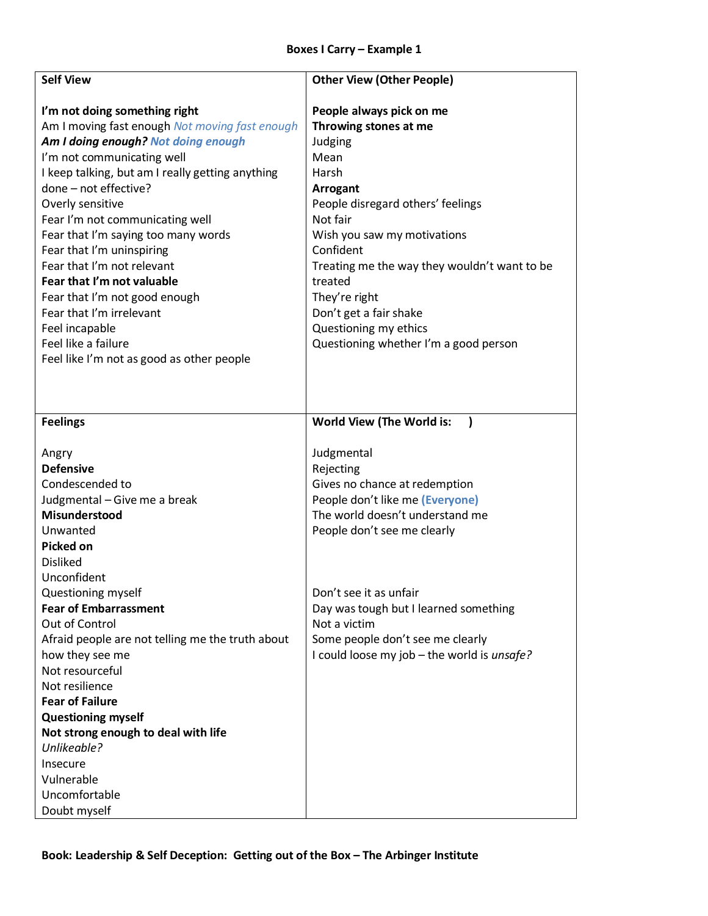**Boxes I Carry – Example 1**

| Self View | Other View (Other People) |
|---|---|
| **I'm not doing something right**<br>Am I moving fast enough *Not moving fast enough*<br>***Am I doing enough?* Not doing enough**<br>I'm not communicating well<br>I keep talking, but am I really getting anything done – not effective?<br>Overly sensitive<br>Fear I'm not communicating well<br>Fear that I'm saying too many words<br>Fear that I'm uninspiring<br>Fear that I'm not relevant<br>**Fear that I'm not valuable**<br>Fear that I'm not good enough<br>Fear that I'm irrelevant<br>Feel incapable<br>Feel like a failure<br>Feel like I'm not as good as other people | **People always pick on me**<br>**Throwing stones at me**<br>Judging<br>Mean<br>Harsh<br>**Arrogant**<br>People disregard others' feelings<br>Not fair<br>Wish you saw my motivations<br>Confident<br>Treating me the way they wouldn't want to be treated<br>They're right<br>Don't get a fair shake<br>Questioning my ethics<br>Questioning whether I'm a good person |
| **Feelings** | **World View (The World is: )** |
| Angry<br>**Defensive**<br>Condescended to<br>Judgmental – Give me a break<br>**Misunderstood**<br>Unwanted<br>**Picked on**<br>Disliked<br>Unconfident<br>Questioning myself<br>**Fear of Embarrassment**<br>Out of Control<br>Afraid people are not telling me the truth about how they see me<br>Not resourceful<br>Not resilience<br>**Fear of Failure**<br>**Questioning myself**<br>**Not strong enough to deal with life**<br>*Unlikeable?*<br>Insecure<br>Vulnerable<br>Uncomfortable<br>Doubt myself | Judgmental<br>Rejecting<br>Gives no chance at redemption<br>People don't like me **(Everyone)**<br>The world doesn't understand me<br>People don't see me clearly<br><br><br>Don't see it as unfair<br>Day was tough but I learned something<br>Not a victim<br>Some people don't see me clearly<br>I could loose my job – the world is *unsafe?* |

**Book: Leadership & Self Deception: Getting out of the Box – The Arbinger Institute**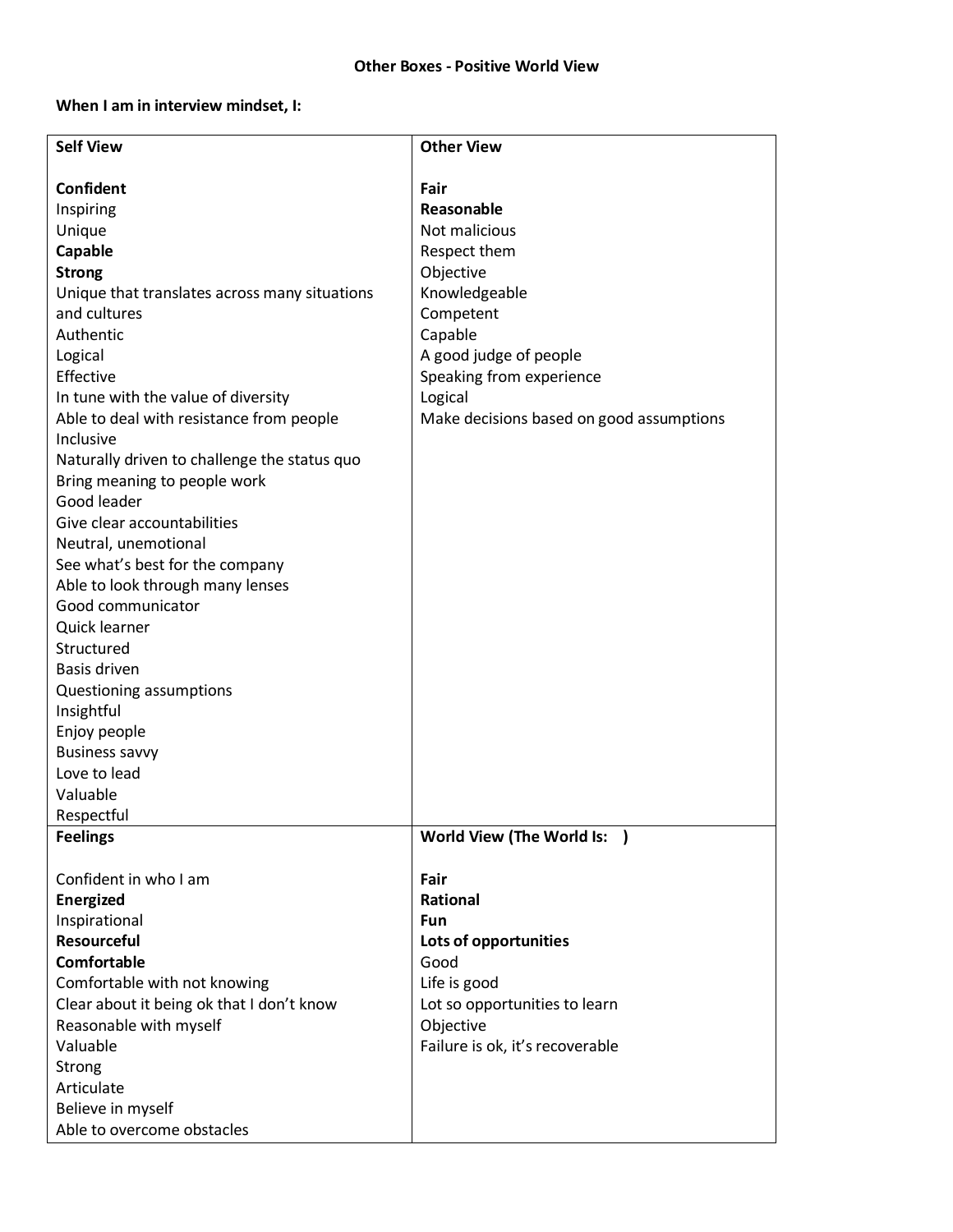**Other Boxes - Positive World View**

**When I am in interview mindset, I:**

| | |
|---|---|
| **Self View**<br><br>**Confident**<br>Inspiring<br>Unique<br>**Capable**<br>**Strong**<br>Unique that translates across many situations and cultures<br>Authentic<br>Logical<br>Effective<br>In tune with the value of diversity<br>Able to deal with resistance from people<br>Inclusive<br>Naturally driven to challenge the status quo<br>Bring meaning to people work<br>Good leader<br>Give clear accountabilities<br>Neutral, unemotional<br>See what's best for the company<br>Able to look through many lenses<br>Good communicator<br>Quick learner<br>Structured<br>Basis driven<br>Questioning assumptions<br>Insightful<br>Enjoy people<br>Business savvy<br>Love to lead<br>Valuable<br>Respectful | **Other View**<br><br>**Fair**<br>**Reasonable**<br>Not malicious<br>Respect them<br>Objective<br>Knowledgeable<br>Competent<br>Capable<br>A good judge of people<br>Speaking from experience<br>Logical<br>Make decisions based on good assumptions |
| **Feelings**<br><br>Confident in who I am<br>**Energized**<br>Inspirational<br>**Resourceful**<br>**Comfortable**<br>Comfortable with not knowing<br>Clear about it being ok that I don't know<br>Reasonable with myself<br>Valuable<br>Strong<br>Articulate<br>Believe in myself<br>Able to overcome obstacles | **World View (The World Is: )**<br><br>**Fair**<br>**Rational**<br>**Fun**<br>**Lots of opportunities**<br>Good<br>Life is good<br>Lot so opportunities to learn<br>Objective<br>Failure is ok, it's recoverable |